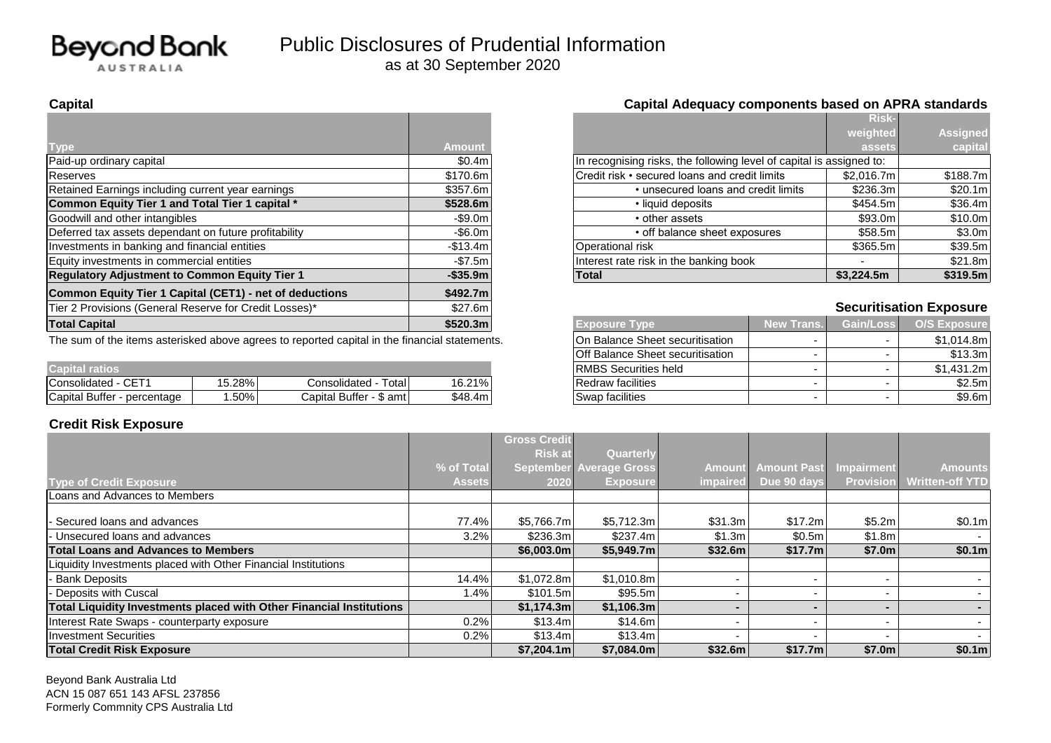Beyond Bank
AUSTRALIA

# Public Disclosures of Prudential Information

as at 30 September 2020

## Capital

| Type | Amount |
|---|---|
| Paid-up ordinary capital | $0.4m |
| Reserves | $170.6m |
| Retained Earnings including current year earnings | $357.6m |
| **Common Equity Tier 1 and Total Tier 1 capital *** | **$528.6m** |
| Goodwill and other intangibles | -$9.0m |
| Deferred tax assets dependant on future profitability | -$6.0m |
| Investments in banking and financial entities | -$13.4m |
| Equity investments in commercial entities | -$7.5m |
| **Regulatory Adjustment to Common Equity Tier 1** | **-$35.9m** |
| **Common Equity Tier 1 Capital (CET1) - net of deductions** | **$492.7m** |
| Tier 2 Provisions (General Reserve for Credit Losses)* | $27.6m |
| **Total Capital** | **$520.3m** |

The sum of the items asterisked above agrees to reported capital in the financial statements.

| Capital ratios | | | |
|---|---|---|---|
| Consolidated - CET1 | 15.28% | Consolidated - Total | 16.21% |
| Capital Buffer - percentage | 1.50% | Capital Buffer - $ amt | $48.4m |

## Capital Adequacy components based on APRA standards

| | Risk-weighted assets | Assigned capital |
|---|---|---|
| In recognising risks, the following level of capital is assigned to: | | |
| Credit risk • secured loans and credit limits | $2,016.7m | $188.7m |
| • unsecured loans and credit limits | $236.3m | $20.1m |
| • liquid deposits | $454.5m | $36.4m |
| • other assets | $93.0m | $10.0m |
| • off balance sheet exposures | $58.5m | $3.0m |
| Operational risk | $365.5m | $39.5m |
| Interest rate risk in the banking book | - | $21.8m |
| **Total** | **$3,224.5m** | **$319.5m** |

## Securitisation Exposure

| Exposure Type | New Trans. | Gain/Loss | O/S Exposure |
|---|---|---|---|
| On Balance Sheet securitisation | - | - | $1,014.8m |
| Off Balance Sheet securitisation | - | - | $13.3m |
| RMBS Securities held | - | - | $1,431.2m |
| Redraw facilities | - | - | $2.5m |
| Swap facilities | - | - | $9.6m |

## Credit Risk Exposure

| Type of Credit Exposure | % of Total Assets | Gross Credit Risk at September 2020 | Quarterly Average Gross Exposure | Amount impaired | Amount Past Due 90 days | Impairment Provision | Amounts Written-off YTD |
|---|---|---|---|---|---|---|---|
| Loans and Advances to Members | | | | | | | |
| - Secured loans and advances | 77.4% | $5,766.7m | $5,712.3m | $31.3m | $17.2m | $5.2m | $0.1m |
| - Unsecured loans and advances | 3.2% | $236.3m | $237.4m | $1.3m | $0.5m | $1.8m | - |
| **Total Loans and Advances to Members** | | **$6,003.0m** | **$5,949.7m** | **$32.6m** | **$17.7m** | **$7.0m** | **$0.1m** |
| Liquidity Investments placed with Other Financial Institutions | | | | | | | |
| - Bank Deposits | 14.4% | $1,072.8m | $1,010.8m | - | - | - | - |
| - Deposits with Cuscal | 1.4% | $101.5m | $95.5m | - | - | - | - |
| **Total Liquidity Investments placed with Other Financial Institutions** | | **$1,174.3m** | **$1,106.3m** | **-** | **-** | **-** | **-** |
| Interest Rate Swaps - counterparty exposure | 0.2% | $13.4m | $14.6m | - | - | - | - |
| Investment Securities | 0.2% | $13.4m | $13.4m | - | - | - | - |
| **Total Credit Risk Exposure** | | **$7,204.1m** | **$7,084.0m** | **$32.6m** | **$17.7m** | **$7.0m** | **$0.1m** |

Beyond Bank Australia Ltd
ACN 15 087 651 143 AFSL 237856
Formerly Commnity CPS Australia Ltd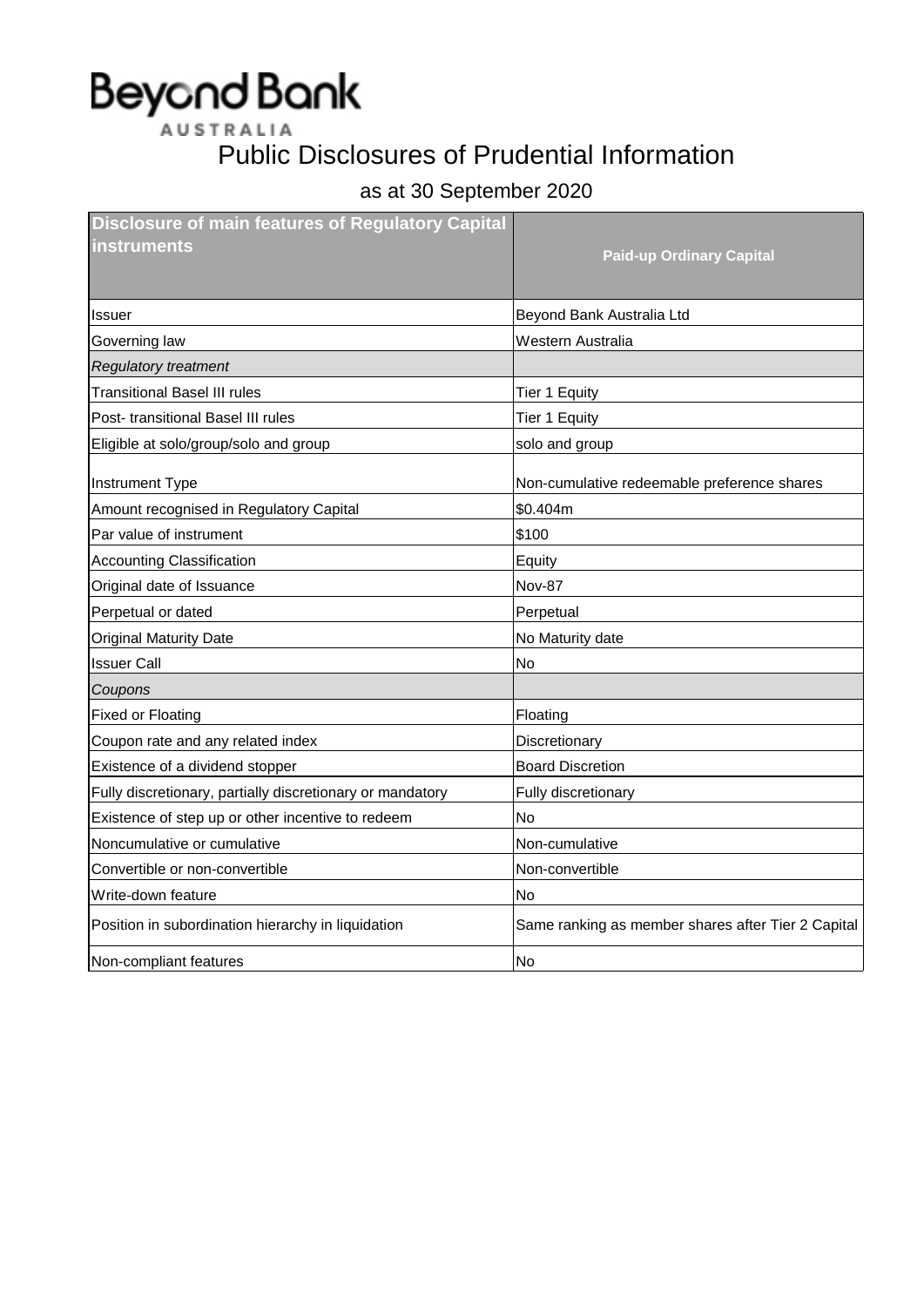Beyond Bank
AUSTRALIA

# Public Disclosures of Prudential Information

## as at 30 September 2020

| Disclosure of main features of Regulatory Capital instruments | Paid-up Ordinary Capital |
|---|---|
| Issuer | Beyond Bank Australia Ltd |
| Governing law | Western Australia |
| *Regulatory treatment* | |
| Transitional Basel III rules | Tier 1 Equity |
| Post- transitional Basel III rules | Tier 1 Equity |
| Eligible at solo/group/solo and group | solo and group |
| Instrument Type | Non-cumulative redeemable preference shares |
| Amount recognised in Regulatory Capital | $0.404m |
| Par value of instrument | $100 |
| Accounting Classification | Equity |
| Original date of Issuance | Nov-87 |
| Perpetual or dated | Perpetual |
| Original Maturity Date | No Maturity date |
| Issuer Call | No |
| *Coupons* | |
| Fixed or Floating | Floating |
| Coupon rate and any related index | Discretionary |
| Existence of a dividend stopper | Board Discretion |
| Fully discretionary, partially discretionary or mandatory | Fully discretionary |
| Existence of step up or other incentive to redeem | No |
| Noncumulative or cumulative | Non-cumulative |
| Convertible or non-convertible | Non-convertible |
| Write-down feature | No |
| Position in subordination hierarchy in liquidation | Same ranking as member shares after Tier 2 Capital |
| Non-compliant features | No |